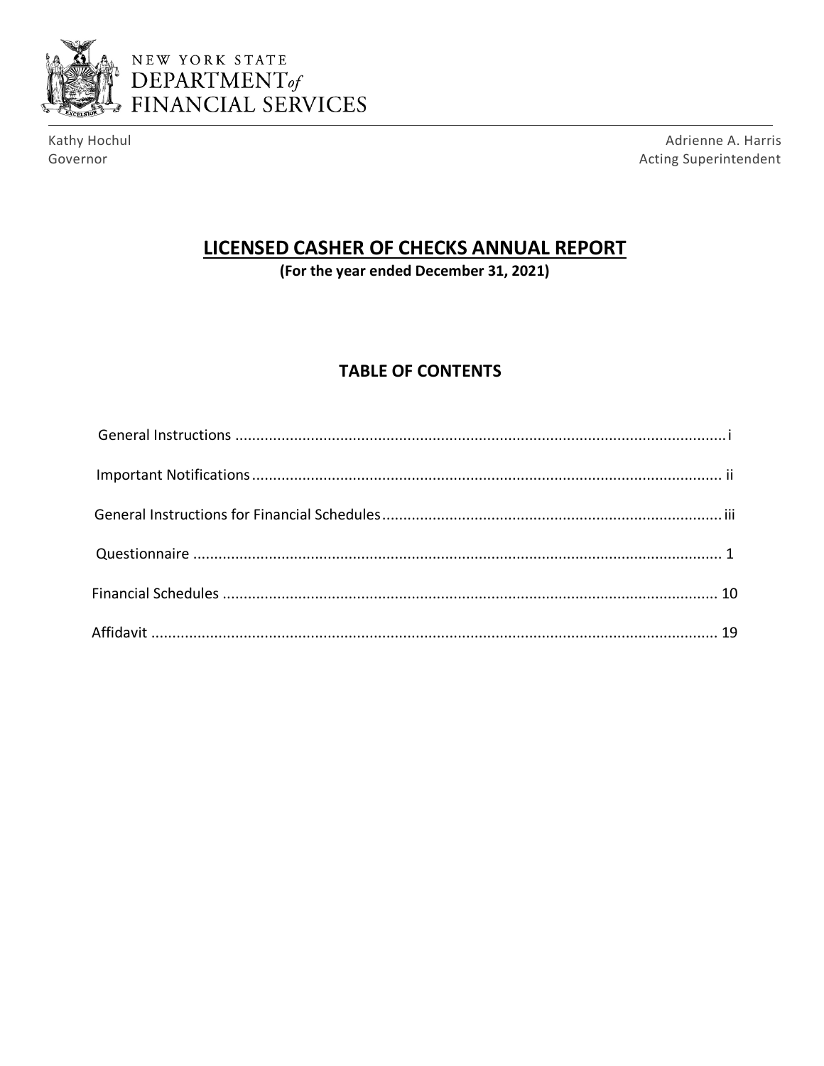NEW YORK STATE
DEPARTMENT *of*
FINANCIAL SERVICES

Kathy Hochul
Governor

Adrienne A. Harris
Acting Superintendent

# LICENSED CASHER OF CHECKS ANNUAL REPORT

**(For the year ended December 31, 2021)**

## TABLE OF CONTENTS

| | |
|---|---|
| General Instructions | i |
| Important Notifications | ii |
| General Instructions for Financial Schedules | iii |
| Questionnaire | 1 |
| Financial Schedules | 10 |
| Affidavit | 19 |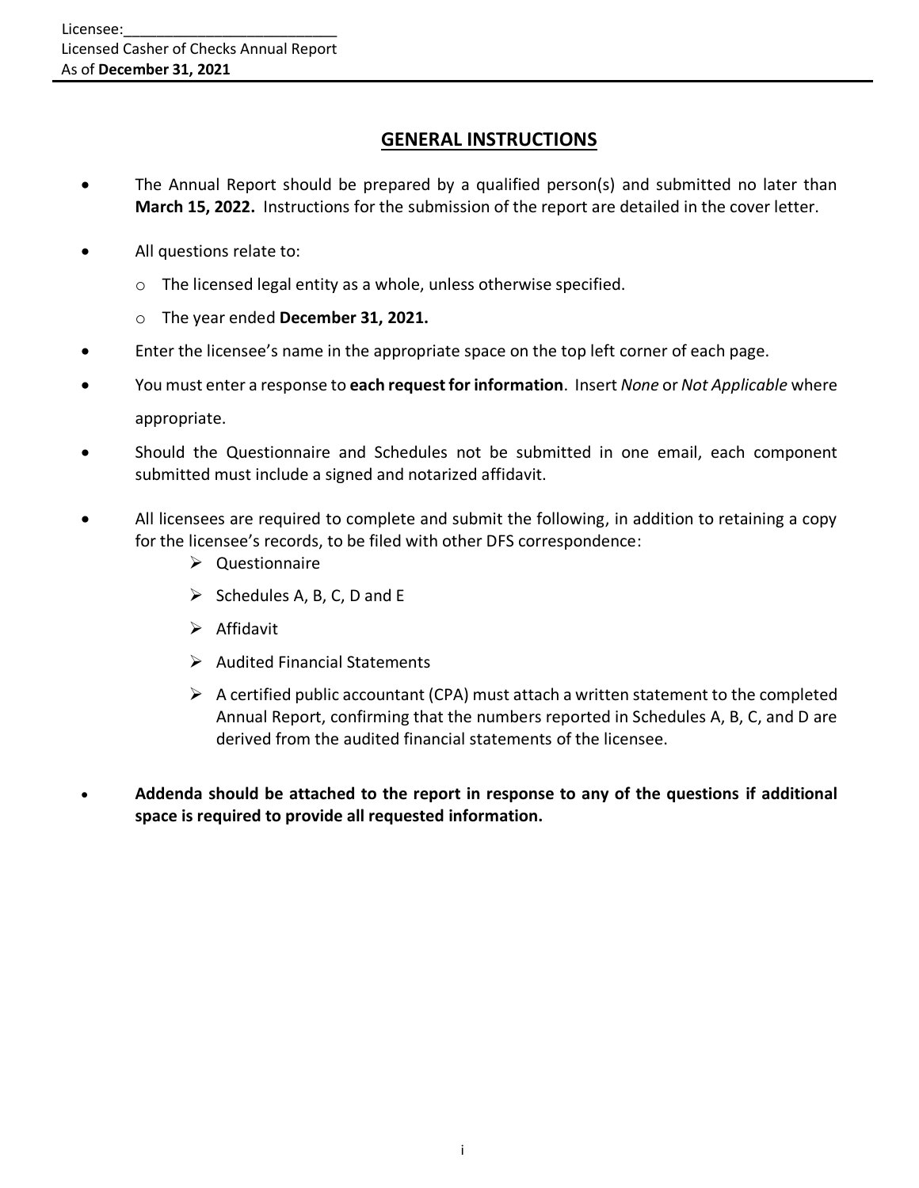## GENERAL INSTRUCTIONS

- The Annual Report should be prepared by a qualified person(s) and submitted no later than **March 15, 2022.** Instructions for the submission of the report are detailed in the cover letter.
- All questions relate to:
  - The licensed legal entity as a whole, unless otherwise specified.
  - The year ended **December 31, 2021.**
- Enter the licensee's name in the appropriate space on the top left corner of each page.
- You must enter a response to **each request for information**. Insert *None* or *Not Applicable* where appropriate.
- Should the Questionnaire and Schedules not be submitted in one email, each component submitted must include a signed and notarized affidavit.
- All licensees are required to complete and submit the following, in addition to retaining a copy for the licensee's records, to be filed with other DFS correspondence:
  - Questionnaire
  - Schedules A, B, C, D and E
  - Affidavit
  - Audited Financial Statements
  - A certified public accountant (CPA) must attach a written statement to the completed Annual Report, confirming that the numbers reported in Schedules A, B, C, and D are derived from the audited financial statements of the licensee.
- **Addenda should be attached to the report in response to any of the questions if additional space is required to provide all requested information.**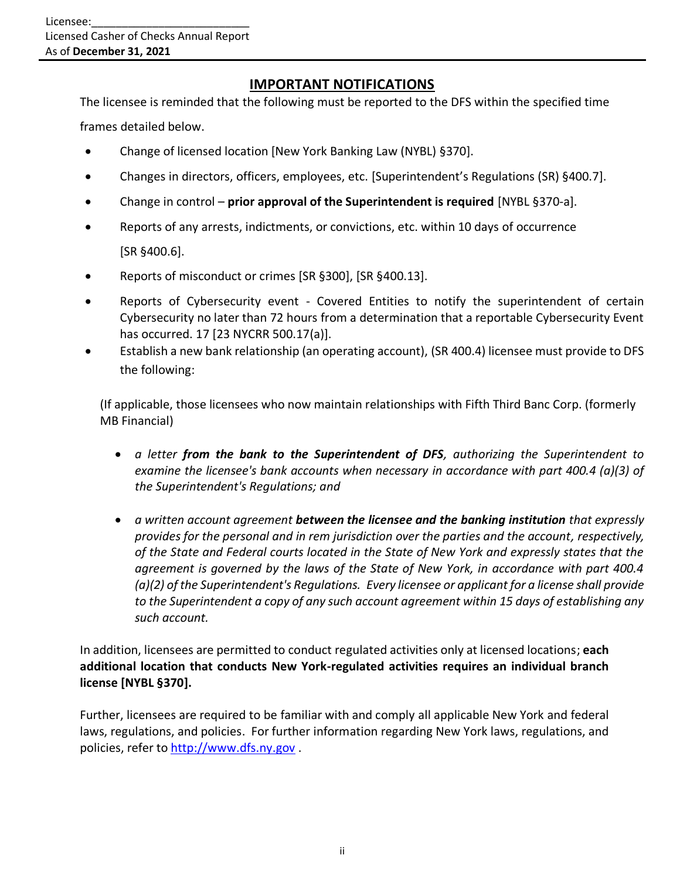## IMPORTANT NOTIFICATIONS

The licensee is reminded that the following must be reported to the DFS within the specified time frames detailed below.

- Change of licensed location [New York Banking Law (NYBL) §370].
- Changes in directors, officers, employees, etc. [Superintendent's Regulations (SR) §400.7].
- Change in control – **prior approval of the Superintendent is required** [NYBL §370-a].
- Reports of any arrests, indictments, or convictions, etc. within 10 days of occurrence [SR §400.6].
- Reports of misconduct or crimes [SR §300], [SR §400.13].
- Reports of Cybersecurity event - Covered Entities to notify the superintendent of certain Cybersecurity no later than 72 hours from a determination that a reportable Cybersecurity Event has occurred. 17 [23 NYCRR 500.17(a)].
- Establish a new bank relationship (an operating account), (SR 400.4) licensee must provide to DFS the following:

(If applicable, those licensees who now maintain relationships with Fifth Third Banc Corp. (formerly MB Financial)

- *a letter **from the bank to the Superintendent of DFS**, authorizing the Superintendent to examine the licensee's bank accounts when necessary in accordance with part 400.4 (a)(3) of the Superintendent's Regulations; and*
- *a written account agreement **between the licensee and the banking institution** that expressly provides for the personal and in rem jurisdiction over the parties and the account, respectively, of the State and Federal courts located in the State of New York and expressly states that the agreement is governed by the laws of the State of New York, in accordance with part 400.4 (a)(2) of the Superintendent's Regulations. Every licensee or applicant for a license shall provide to the Superintendent a copy of any such account agreement within 15 days of establishing any such account.*

In addition, licensees are permitted to conduct regulated activities only at licensed locations; **each additional location that conducts New York-regulated activities requires an individual branch license [NYBL §370].**

Further, licensees are required to be familiar with and comply all applicable New York and federal laws, regulations, and policies. For further information regarding New York laws, regulations, and policies, refer to [http://www.dfs.ny.gov](http://www.dfs.ny.gov) .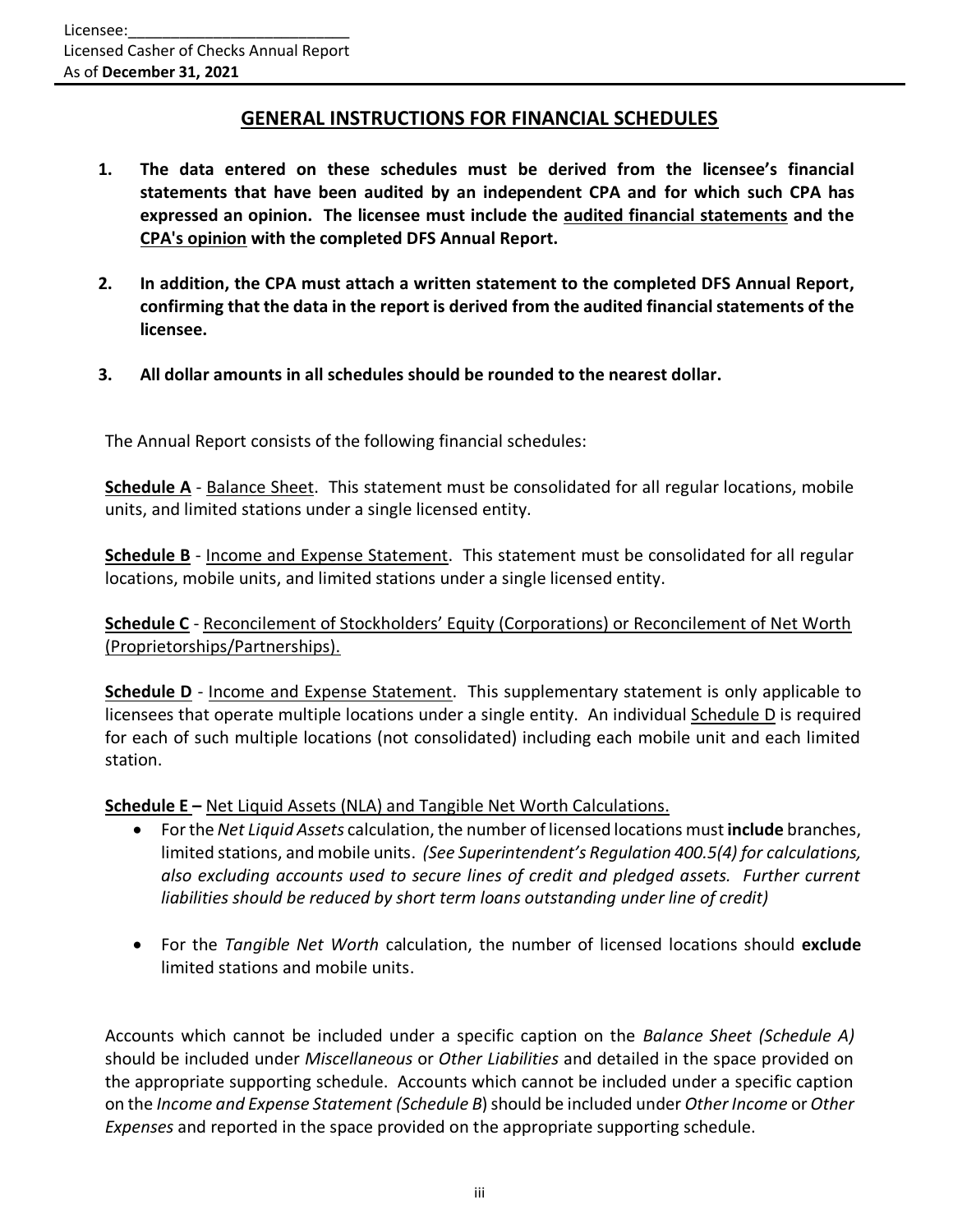## GENERAL INSTRUCTIONS FOR FINANCIAL SCHEDULES

1. **The data entered on these schedules must be derived from the licensee's financial statements that have been audited by an independent CPA and for which such CPA has expressed an opinion. The licensee must include the audited financial statements and the CPA's opinion with the completed DFS Annual Report.**

2. **In addition, the CPA must attach a written statement to the completed DFS Annual Report, confirming that the data in the report is derived from the audited financial statements of the licensee.**

3. **All dollar amounts in all schedules should be rounded to the nearest dollar.**

The Annual Report consists of the following financial schedules:

**Schedule A** - Balance Sheet. This statement must be consolidated for all regular locations, mobile units, and limited stations under a single licensed entity.

**Schedule B** - Income and Expense Statement. This statement must be consolidated for all regular locations, mobile units, and limited stations under a single licensed entity.

**Schedule C** - Reconcilement of Stockholders' Equity (Corporations) or Reconcilement of Net Worth (Proprietorships/Partnerships).

**Schedule D** - Income and Expense Statement. This supplementary statement is only applicable to licensees that operate multiple locations under a single entity. An individual Schedule D is required for each of such multiple locations (not consolidated) including each mobile unit and each limited station.

**Schedule E –** Net Liquid Assets (NLA) and Tangible Net Worth Calculations.

- For the *Net Liquid Assets* calculation, the number of licensed locations must **include** branches, limited stations, and mobile units. *(See Superintendent's Regulation 400.5(4) for calculations, also excluding accounts used to secure lines of credit and pledged assets. Further current liabilities should be reduced by short term loans outstanding under line of credit)*
- For the *Tangible Net Worth* calculation, the number of licensed locations should **exclude** limited stations and mobile units.

Accounts which cannot be included under a specific caption on the *Balance Sheet (Schedule A)* should be included under *Miscellaneous* or *Other Liabilities* and detailed in the space provided on the appropriate supporting schedule. Accounts which cannot be included under a specific caption on the *Income and Expense Statement (Schedule B)* should be included under *Other Income* or *Other Expenses* and reported in the space provided on the appropriate supporting schedule.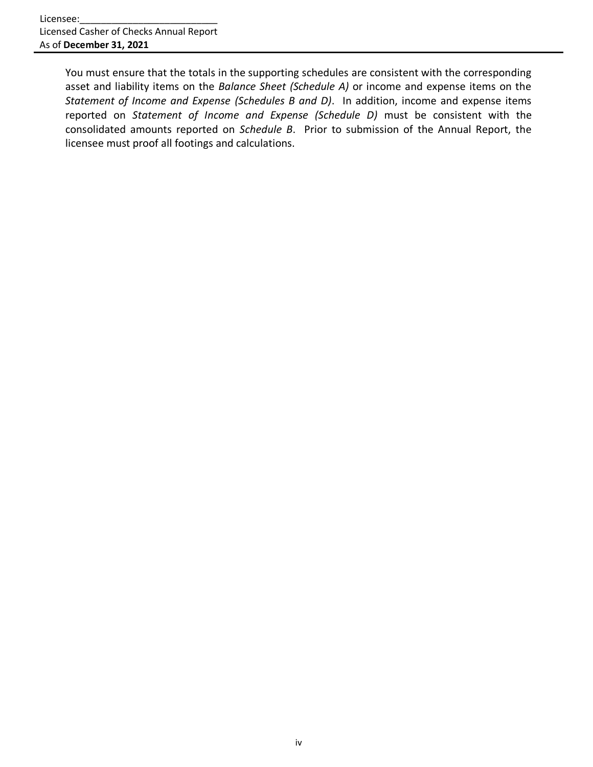You must ensure that the totals in the supporting schedules are consistent with the corresponding asset and liability items on the *Balance Sheet (Schedule A)* or income and expense items on the *Statement of Income and Expense (Schedules B and D)*. In addition, income and expense items reported on *Statement of Income and Expense (Schedule D)* must be consistent with the consolidated amounts reported on *Schedule B*. Prior to submission of the Annual Report, the licensee must proof all footings and calculations.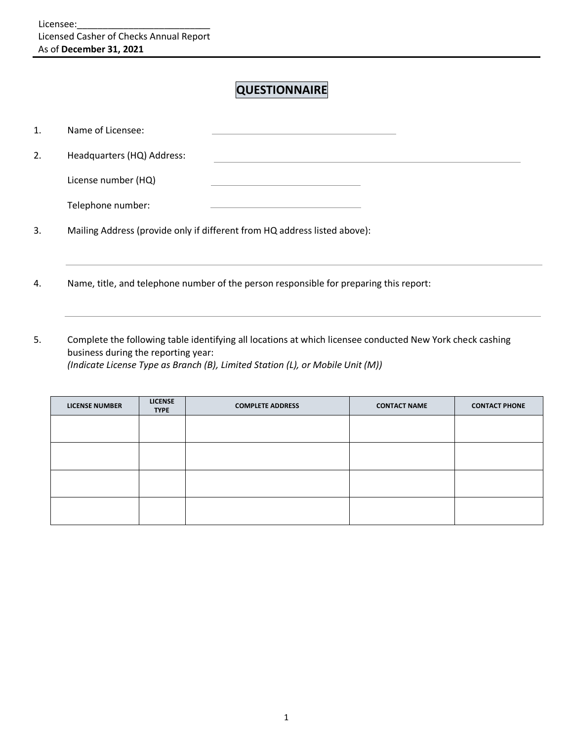Licensee:___________________________
Licensed Casher of Checks Annual Report
As of **December 31, 2021**

# QUESTIONNAIRE

1. Name of Licensee: ______________________________

2. Headquarters (HQ) Address: ______________________________

   License number (HQ) ______________________________

   Telephone number: ______________________________

3. Mailing Address (provide only if different from HQ address listed above):

   ______________________________

4. Name, title, and telephone number of the person responsible for preparing this report:

   ______________________________

5. Complete the following table identifying all locations at which licensee conducted New York check cashing business during the reporting year:
   *(Indicate License Type as Branch (B), Limited Station (L), or Mobile Unit (M))*

| LICENSE NUMBER | LICENSE TYPE | COMPLETE ADDRESS | CONTACT NAME | CONTACT PHONE |
|---|---|---|---|---|
| | | | | |
| | | | | |
| | | | | |
| | | | | |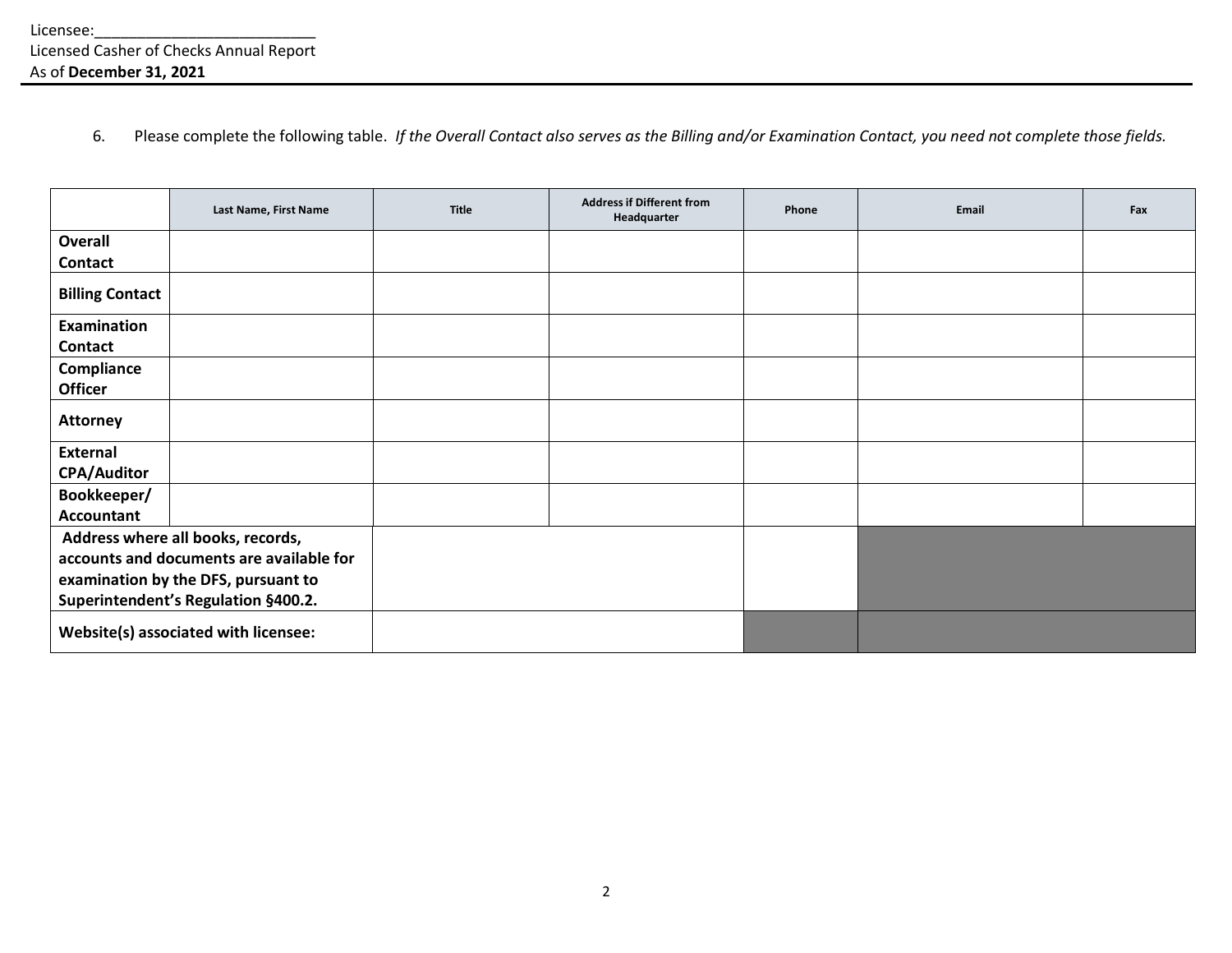Licensee:___________________________
Licensed Casher of Checks Annual Report
As of **December 31, 2021**

6. Please complete the following table. *If the Overall Contact also serves as the Billing and/or Examination Contact, you need not complete those fields.*

| | Last Name, First Name | Title | Address if Different from Headquarter | Phone | Email | Fax |
|---|---|---|---|---|---|---|
| **Overall Contact** | | | | | | |
| **Billing Contact** | | | | | | |
| **Examination Contact** | | | | | | |
| **Compliance Officer** | | | | | | |
| **Attorney** | | | | | | |
| **External CPA/Auditor** | | | | | | |
| **Bookkeeper/ Accountant** | | | | | | |
| **Address where all books, records, accounts and documents are available for examination by the DFS, pursuant to Superintendent's Regulation §400.2.** | | | | | | |
| **Website(s) associated with licensee:** | | | | | | |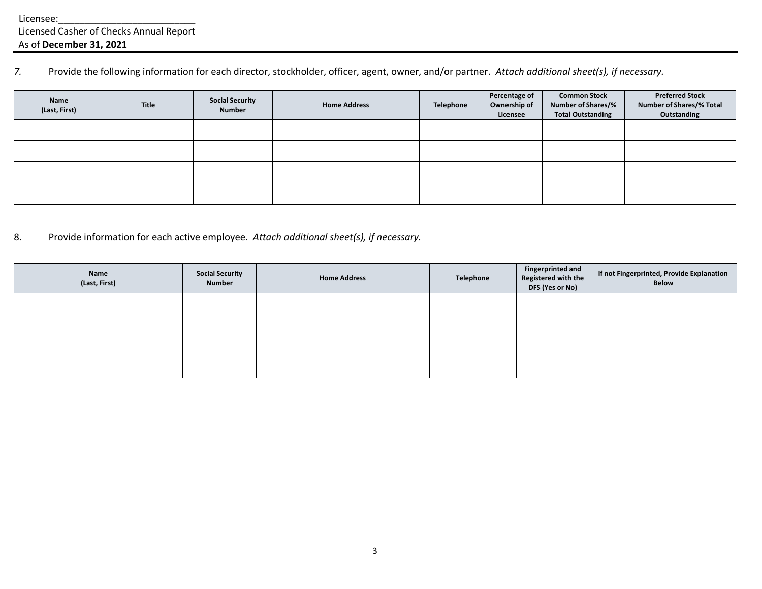Licensee:___________________________
Licensed Casher of Checks Annual Report
As of **December 31, 2021**

*7.* Provide the following information for each director, stockholder, officer, agent, owner, and/or partner. *Attach additional sheet(s), if necessary.*

| Name (Last, First) | Title | Social Security Number | Home Address | Telephone | Percentage of Ownership of Licensee | Common Stock Number of Shares/% Total Outstanding | Preferred Stock Number of Shares/% Total Outstanding |
|---|---|---|---|---|---|---|---|
| | | | | | | | |
| | | | | | | | |
| | | | | | | | |
| | | | | | | | |

8. Provide information for each active employee. *Attach additional sheet(s), if necessary.*

| Name (Last, First) | Social Security Number | Home Address | Telephone | Fingerprinted and Registered with the DFS (Yes or No) | If not Fingerprinted, Provide Explanation Below |
|---|---|---|---|---|---|
| | | | | | |
| | | | | | |
| | | | | | |
| | | | | | |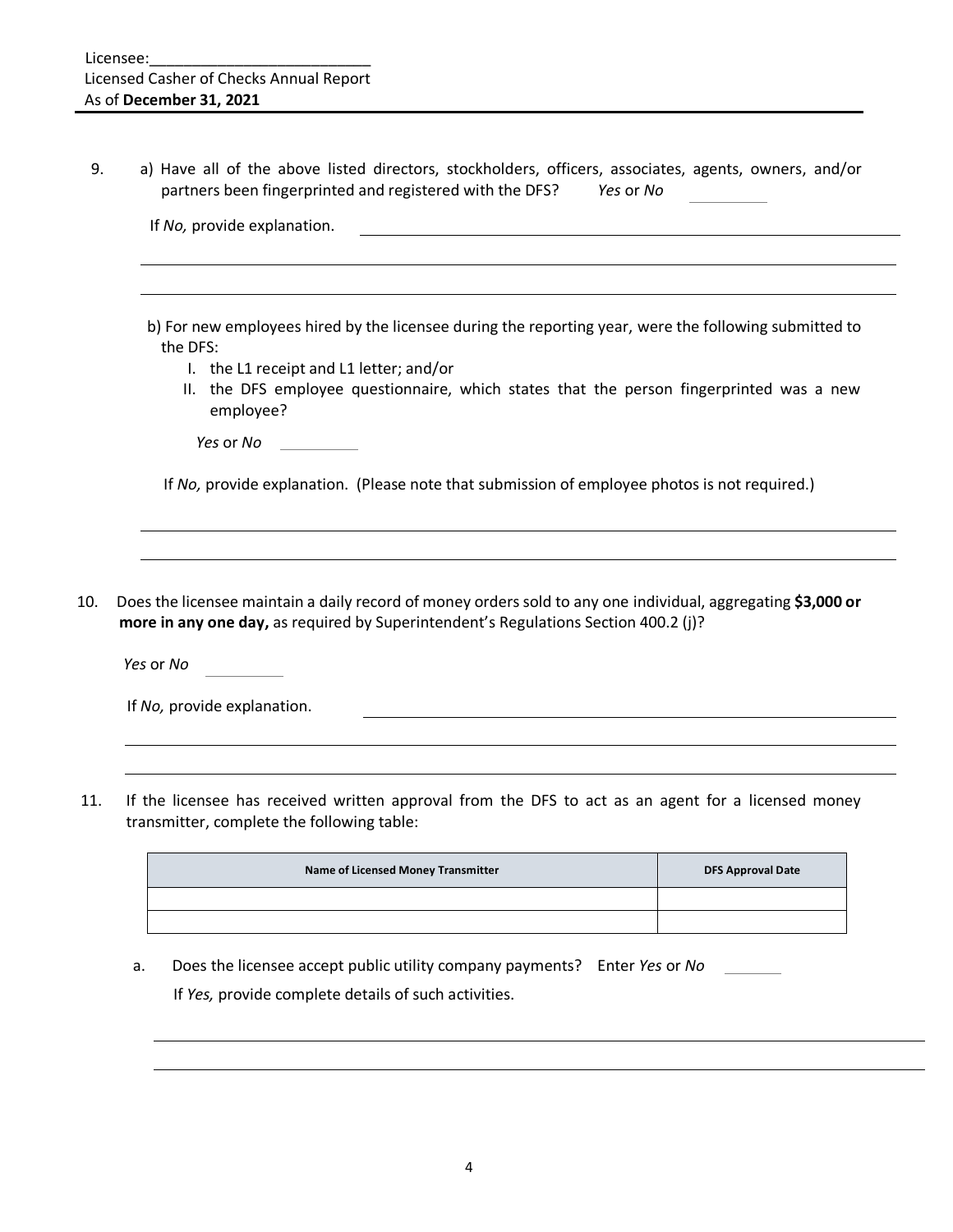9. a) Have all of the above listed directors, stockholders, officers, associates, agents, owners, and/or partners been fingerprinted and registered with the DFS? *Yes* or *No* ________

   If *No,* provide explanation. ____________________________________________

   ______________________________________________________________________

   ______________________________________________________________________

   b) For new employees hired by the licensee during the reporting year, were the following submitted to the DFS:

      I. the L1 receipt and L1 letter; and/or
      II. the DFS employee questionnaire, which states that the person fingerprinted was a new employee?

   *Yes* or *No* ________

   If *No,* provide explanation. (Please note that submission of employee photos is not required.)

   ______________________________________________________________________

   ______________________________________________________________________

10. Does the licensee maintain a daily record of money orders sold to any one individual, aggregating **$3,000 or more in any one day,** as required by Superintendent's Regulations Section 400.2 (j)?

    *Yes* or *No* ________

    If *No,* provide explanation. ____________________________________________

    ______________________________________________________________________

    ______________________________________________________________________

11. If the licensee has received written approval from the DFS to act as an agent for a licensed money transmitter, complete the following table:

| Name of Licensed Money Transmitter | DFS Approval Date |
|---|---|
| | |
| | |

   a. Does the licensee accept public utility company payments? Enter *Yes* or *No* ________

      If *Yes,* provide complete details of such activities.

   ______________________________________________________________________

   ______________________________________________________________________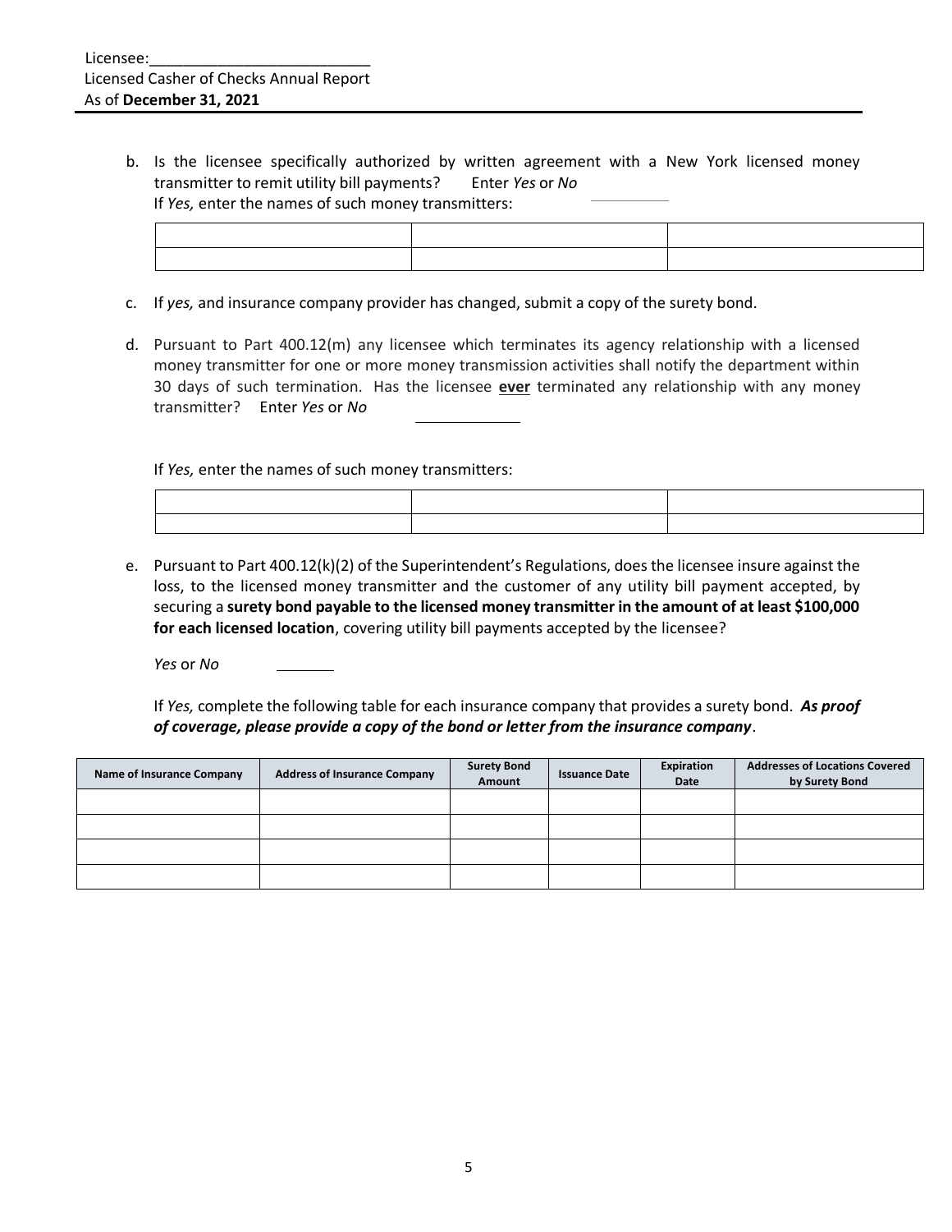Licensee:\_\_\_\_\_\_\_\_\_\_\_\_\_\_\_\_\_\_\_\_\_\_\_\_\_\_
Licensed Casher of Checks Annual Report
As of **December 31, 2021**

b. Is the licensee specifically authorized by written agreement with a New York licensed money transmitter to remit utility bill payments? Enter *Yes* or *No* \_\_\_\_\_\_\_\_
If *Yes,* enter the names of such money transmitters:

| | | |
|---|---|---|
| | | |
| | | |

c. If *yes,* and insurance company provider has changed, submit a copy of the surety bond.

d. Pursuant to Part 400.12(m) any licensee which terminates its agency relationship with a licensed money transmitter for one or more money transmission activities shall notify the department within 30 days of such termination. Has the licensee **ever** terminated any relationship with any money transmitter? Enter *Yes* or *No* \_\_\_\_\_\_\_\_

If *Yes,* enter the names of such money transmitters:

| | | |
|---|---|---|
| | | |
| | | |

e. Pursuant to Part 400.12(k)(2) of the Superintendent's Regulations, does the licensee insure against the loss, to the licensed money transmitter and the customer of any utility bill payment accepted, by securing a **surety bond payable to the licensed money transmitter in the amount of at least $100,000 for each licensed location**, covering utility bill payments accepted by the licensee?

*Yes* or *No* \_\_\_\_\_\_\_\_

If *Yes,* complete the following table for each insurance company that provides a surety bond. ***As proof of coverage, please provide a copy of the bond or letter from the insurance company***.

| Name of Insurance Company | Address of Insurance Company | Surety Bond Amount | Issuance Date | Expiration Date | Addresses of Locations Covered by Surety Bond |
|---|---|---|---|---|---|
| | | | | | |
| | | | | | |
| | | | | | |
| | | | | | |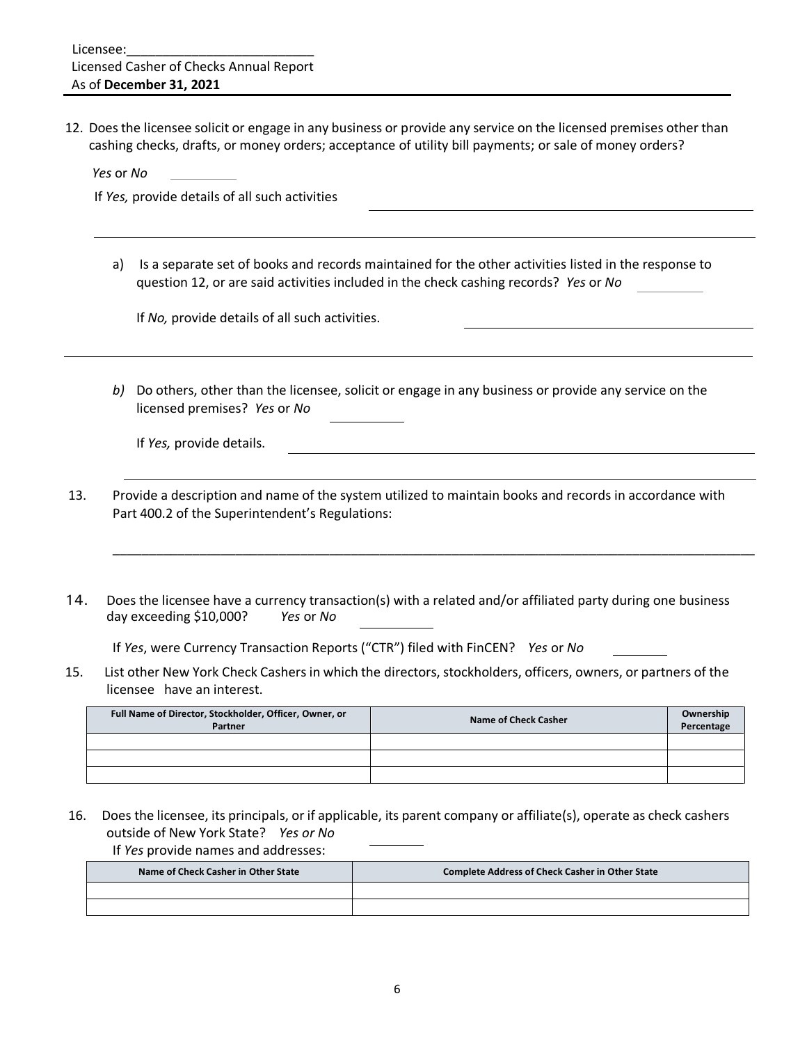Licensee:\_\_\_\_\_\_\_\_\_\_\_\_\_\_\_\_\_\_\_\_\_\_\_\_\_\_
Licensed Casher of Checks Annual Report
As of **December 31, 2021**

12. Does the licensee solicit or engage in any business or provide any service on the licensed premises other than cashing checks, drafts, or money orders; acceptance of utility bill payments; or sale of money orders?

    *Yes* or *No* \_\_\_\_\_\_\_\_\_\_

    If *Yes,* provide details of all such activities \_\_\_\_\_\_\_\_\_\_\_\_\_\_\_\_\_\_\_\_\_\_\_\_\_\_\_\_\_\_\_\_\_\_\_\_\_\_\_\_\_\_\_\_

    \_\_\_\_\_\_\_\_\_\_\_\_\_\_\_\_\_\_\_\_\_\_\_\_\_\_\_\_\_\_\_\_\_\_\_\_\_\_\_\_\_\_\_\_\_\_\_\_\_\_\_\_\_\_\_\_\_\_\_\_\_\_\_\_\_\_\_\_\_\_\_\_\_\_\_\_\_\_\_\_\_\_\_\_\_\_

    a) Is a separate set of books and records maintained for the other activities listed in the response to question 12, or are said activities included in the check cashing records? *Yes* or *No* \_\_\_\_\_\_\_\_\_\_

       If *No,* provide details of all such activities. \_\_\_\_\_\_\_\_\_\_\_\_\_\_\_\_\_\_\_\_\_\_\_\_\_\_\_\_\_\_\_\_\_\_\_\_\_\_\_\_\_\_\_\_

    \_\_\_\_\_\_\_\_\_\_\_\_\_\_\_\_\_\_\_\_\_\_\_\_\_\_\_\_\_\_\_\_\_\_\_\_\_\_\_\_\_\_\_\_\_\_\_\_\_\_\_\_\_\_\_\_\_\_\_\_\_\_\_\_\_\_\_\_\_\_\_\_\_\_\_\_\_\_\_\_\_\_\_\_\_\_

    *b)* Do others, other than the licensee, solicit or engage in any business or provide any service on the licensed premises? *Yes* or *No* \_\_\_\_\_\_\_\_\_\_

       If *Yes,* provide details. \_\_\_\_\_\_\_\_\_\_\_\_\_\_\_\_\_\_\_\_\_\_\_\_\_\_\_\_\_\_\_\_\_\_\_\_\_\_\_\_\_\_\_\_\_\_\_\_\_\_\_\_\_\_\_\_\_\_\_\_

    \_\_\_\_\_\_\_\_\_\_\_\_\_\_\_\_\_\_\_\_\_\_\_\_\_\_\_\_\_\_\_\_\_\_\_\_\_\_\_\_\_\_\_\_\_\_\_\_\_\_\_\_\_\_\_\_\_\_\_\_\_\_\_\_\_\_\_\_\_\_\_\_\_\_\_\_\_\_\_\_\_\_\_\_\_\_

13. Provide a description and name of the system utilized to maintain books and records in accordance with Part 400.2 of the Superintendent's Regulations:

    \_\_\_\_\_\_\_\_\_\_\_\_\_\_\_\_\_\_\_\_\_\_\_\_\_\_\_\_\_\_\_\_\_\_\_\_\_\_\_\_\_\_\_\_\_\_\_\_\_\_\_\_\_\_\_\_\_\_\_\_\_\_\_\_\_\_\_\_\_\_\_\_\_\_\_\_\_\_\_\_\_\_\_\_\_\_

14. Does the licensee have a currency transaction(s) with a related and/or affiliated party during one business day exceeding $10,000? *Yes* or *No* \_\_\_\_\_\_\_\_\_\_

    If *Yes*, were Currency Transaction Reports ("CTR") filed with FinCEN? *Yes* or *No* \_\_\_\_\_\_\_\_

15. List other New York Check Cashers in which the directors, stockholders, officers, owners, or partners of the licensee have an interest.

| Full Name of Director, Stockholder, Officer, Owner, or Partner | Name of Check Casher | Ownership Percentage |
|---|---|---|
| | | |
| | | |
| | | |

16. Does the licensee, its principals, or if applicable, its parent company or affiliate(s), operate as check cashers outside of New York State? *Yes or No* \_\_\_\_\_\_\_\_

    If *Yes* provide names and addresses:

| Name of Check Casher in Other State | Complete Address of Check Casher in Other State |
|---|---|
| | |
| | |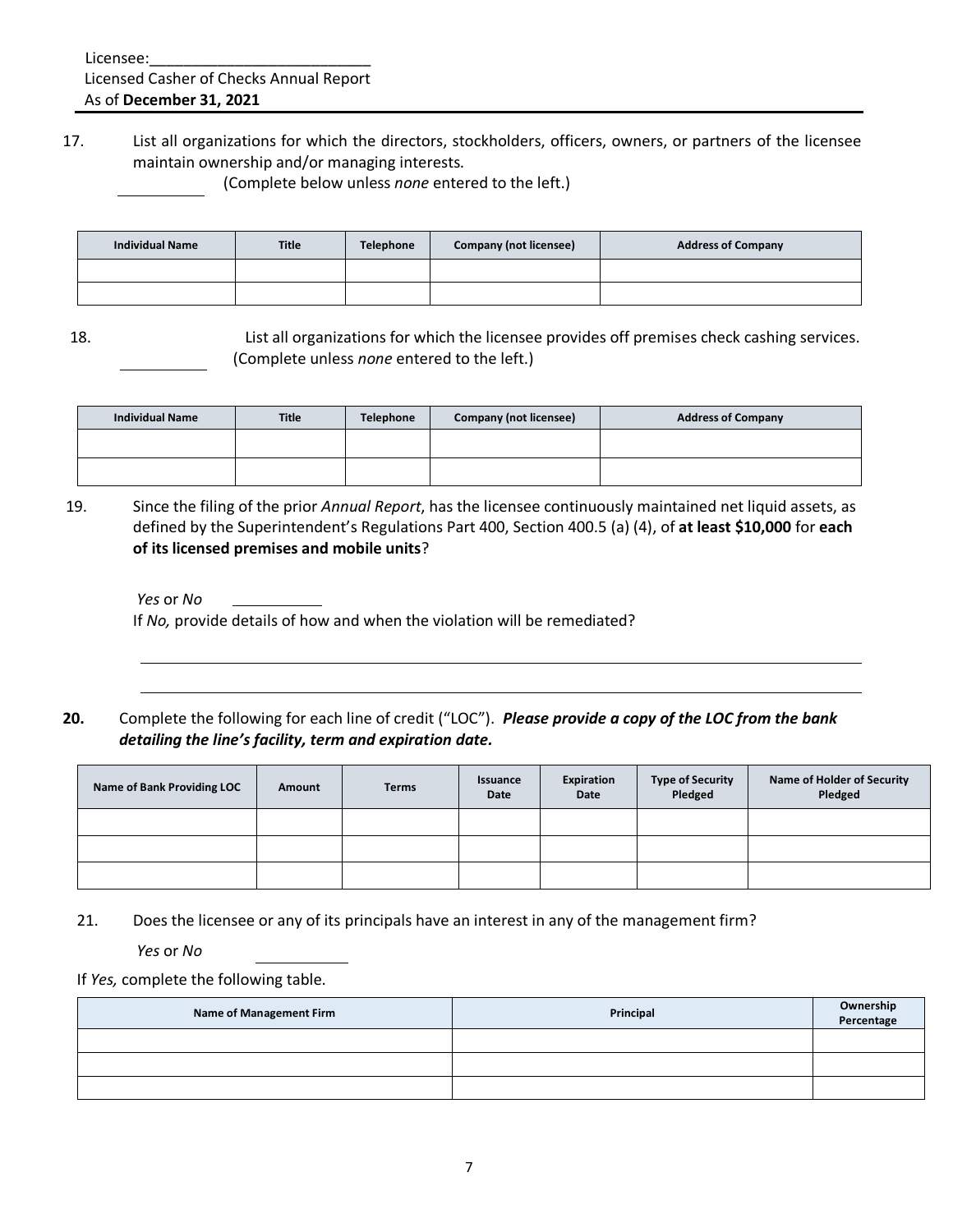17. List all organizations for which the directors, stockholders, officers, owners, or partners of the licensee maintain ownership and/or managing interests.

\_\_\_\_\_\_\_\_\_\_ (Complete below unless *none* entered to the left.)

| Individual Name | Title | Telephone | Company (not licensee) | Address of Company |
|---|---|---|---|---|
| | | | | |
| | | | | |

18. List all organizations for which the licensee provides off premises check cashing services.

\_\_\_\_\_\_\_\_\_\_ (Complete unless *none* entered to the left.)

| Individual Name | Title | Telephone | Company (not licensee) | Address of Company |
|---|---|---|---|---|
| | | | | |
| | | | | |

19. Since the filing of the prior *Annual Report*, has the licensee continuously maintained net liquid assets, as defined by the Superintendent's Regulations Part 400, Section 400.5 (a) (4), of **at least $10,000** for **each of its licensed premises and mobile units**?

*Yes* or *No* \_\_\_\_\_\_\_\_\_\_

If *No,* provide details of how and when the violation will be remediated?

\_\_\_\_\_\_\_\_\_\_\_\_\_\_\_\_\_\_\_\_\_\_\_\_\_\_\_\_\_\_\_\_\_\_\_\_\_\_\_\_\_\_\_\_\_\_\_\_\_\_\_\_\_\_\_\_\_\_\_\_\_\_\_\_\_\_\_\_\_\_\_\_\_\_

\_\_\_\_\_\_\_\_\_\_\_\_\_\_\_\_\_\_\_\_\_\_\_\_\_\_\_\_\_\_\_\_\_\_\_\_\_\_\_\_\_\_\_\_\_\_\_\_\_\_\_\_\_\_\_\_\_\_\_\_\_\_\_\_\_\_\_\_\_\_\_\_\_\_

**20.** Complete the following for each line of credit ("LOC"). ***Please provide a copy of the LOC from the bank detailing the line's facility, term and expiration date.***

| Name of Bank Providing LOC | Amount | Terms | Issuance Date | Expiration Date | Type of Security Pledged | Name of Holder of Security Pledged |
|---|---|---|---|---|---|---|
| | | | | | | |
| | | | | | | |
| | | | | | | |

21. Does the licensee or any of its principals have an interest in any of the management firm?

*Yes* or *No* \_\_\_\_\_\_\_\_\_\_

If *Yes,* complete the following table.

| Name of Management Firm | Principal | Ownership Percentage |
|---|---|---|
| | | |
| | | |
| | | |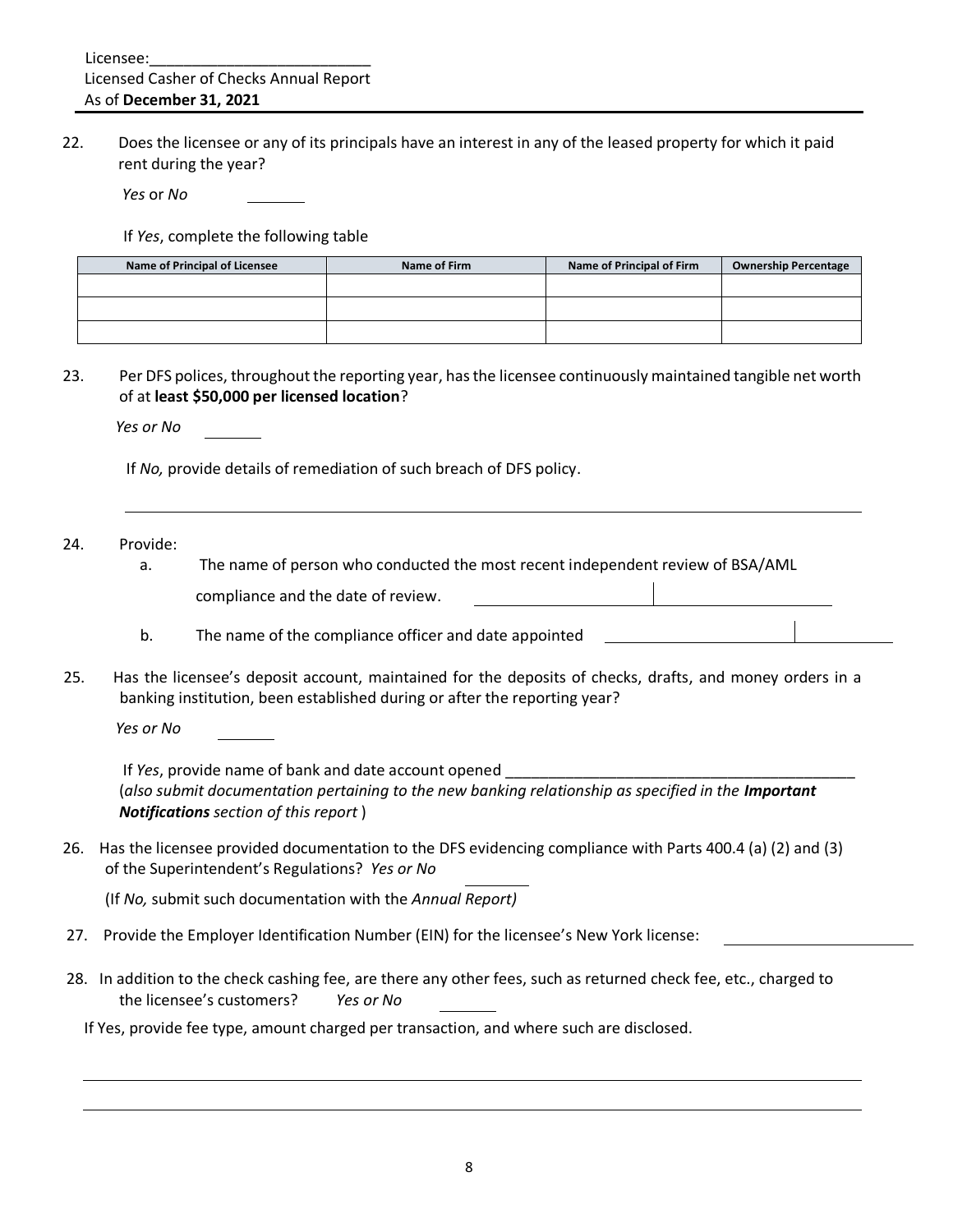Licensee:__________________________
Licensed Casher of Checks Annual Report
As of **December 31, 2021**

22. Does the licensee or any of its principals have an interest in any of the leased property for which it paid rent during the year?

    *Yes* or *No* _______

    If *Yes*, complete the following table

| Name of Principal of Licensee | Name of Firm | Name of Principal of Firm | Ownership Percentage |
|---|---|---|---|
| | | | |
| | | | |
| | | | |

23. Per DFS polices, throughout the reporting year, has the licensee continuously maintained tangible net worth of at **least $50,000 per licensed location**?

    *Yes or No* _______

    If *No,* provide details of remediation of such breach of DFS policy.

    ________________________________________________________________________________

24. Provide:
    a. The name of person who conducted the most recent independent review of BSA/AML compliance and the date of review. ____________________ | ____________________
    b. The name of the compliance officer and date appointed ____________________ | ____________

25. Has the licensee's deposit account, maintained for the deposits of checks, drafts, and money orders in a banking institution, been established during or after the reporting year?

    *Yes or No* _______

    If *Yes*, provide name of bank and date account opened ________________________________________
    (*also submit documentation pertaining to the new banking relationship as specified in the **Important Notifications** section of this report* )

26. Has the licensee provided documentation to the DFS evidencing compliance with Parts 400.4 (a) (2) and (3) of the Superintendent's Regulations? *Yes or No* _______

    (If *No,* submit such documentation with the *Annual Report)*

27. Provide the Employer Identification Number (EIN) for the licensee's New York license: ____________________

28. In addition to the check cashing fee, are there any other fees, such as returned check fee, etc., charged to the licensee's customers? *Yes or No* _______

    If Yes, provide fee type, amount charged per transaction, and where such are disclosed.

    ________________________________________________________________________________

    ________________________________________________________________________________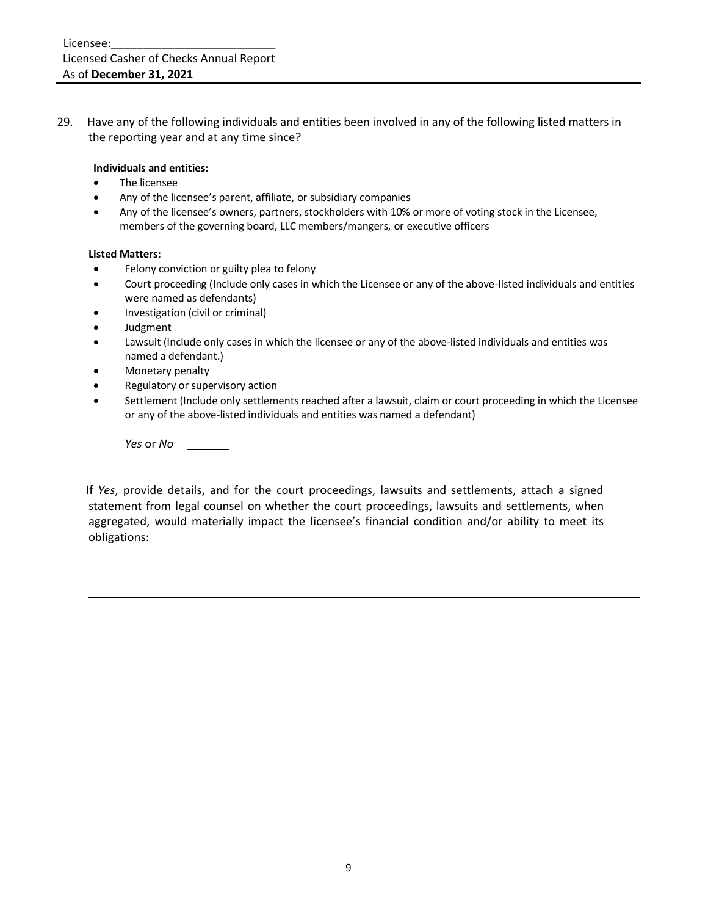29. Have any of the following individuals and entities been involved in any of the following listed matters in the reporting year and at any time since?

**Individuals and entities:**

- The licensee
- Any of the licensee's parent, affiliate, or subsidiary companies
- Any of the licensee's owners, partners, stockholders with 10% or more of voting stock in the Licensee, members of the governing board, LLC members/mangers, or executive officers

**Listed Matters:**

- Felony conviction or guilty plea to felony
- Court proceeding (Include only cases in which the Licensee or any of the above-listed individuals and entities were named as defendants)
- Investigation (civil or criminal)
- Judgment
- Lawsuit (Include only cases in which the licensee or any of the above-listed individuals and entities was named a defendant.)
- Monetary penalty
- Regulatory or supervisory action
- Settlement (Include only settlements reached after a lawsuit, claim or court proceeding in which the Licensee or any of the above-listed individuals and entities was named a defendant)

*Yes* or *No* _______

If *Yes*, provide details, and for the court proceedings, lawsuits and settlements, attach a signed statement from legal counsel on whether the court proceedings, lawsuits and settlements, when aggregated, would materially impact the licensee's financial condition and/or ability to meet its obligations:

_______________________________________________________________________________

_______________________________________________________________________________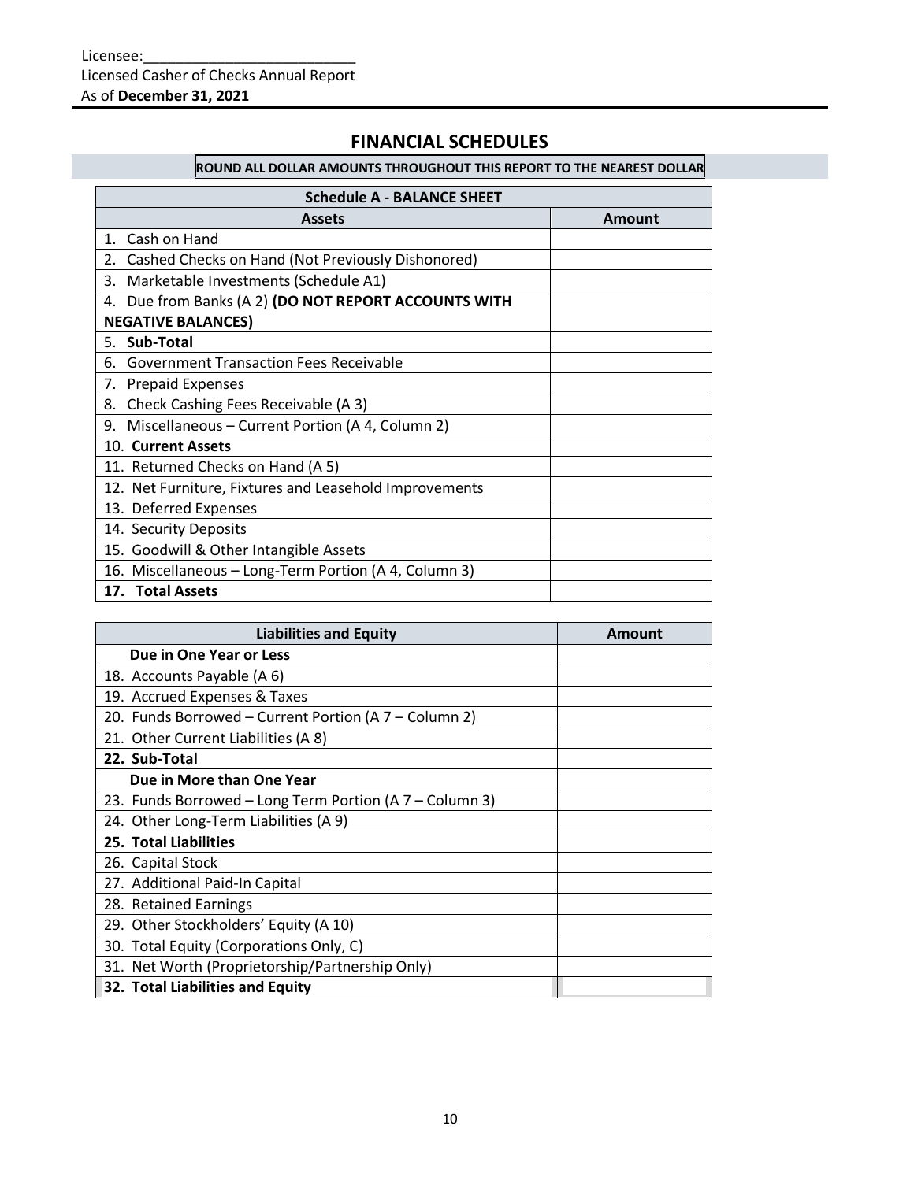Licensee:___________________________
Licensed Casher of Checks Annual Report
As of **December 31, 2021**

## FINANCIAL SCHEDULES

**ROUND ALL DOLLAR AMOUNTS THROUGHOUT THIS REPORT TO THE NEAREST DOLLAR**

| Schedule A - BALANCE SHEET | |
|---|---|
| **Assets** | **Amount** |
| 1. Cash on Hand | |
| 2. Cashed Checks on Hand (Not Previously Dishonored) | |
| 3. Marketable Investments (Schedule A1) | |
| 4. Due from Banks (A 2) **(DO NOT REPORT ACCOUNTS WITH NEGATIVE BALANCES)** | |
| 5. **Sub-Total** | |
| 6. Government Transaction Fees Receivable | |
| 7. Prepaid Expenses | |
| 8. Check Cashing Fees Receivable (A 3) | |
| 9. Miscellaneous – Current Portion (A 4, Column 2) | |
| 10. **Current Assets** | |
| 11. Returned Checks on Hand (A 5) | |
| 12. Net Furniture, Fixtures and Leasehold Improvements | |
| 13. Deferred Expenses | |
| 14. Security Deposits | |
| 15. Goodwill & Other Intangible Assets | |
| 16. Miscellaneous – Long-Term Portion (A 4, Column 3) | |
| **17. Total Assets** | |

| Liabilities and Equity | Amount |
|---|---|
| **Due in One Year or Less** | |
| 18. Accounts Payable (A 6) | |
| 19. Accrued Expenses & Taxes | |
| 20. Funds Borrowed – Current Portion (A 7 – Column 2) | |
| 21. Other Current Liabilities (A 8) | |
| **22. Sub-Total** | |
| **Due in More than One Year** | |
| 23. Funds Borrowed – Long Term Portion (A 7 – Column 3) | |
| 24. Other Long-Term Liabilities (A 9) | |
| **25. Total Liabilities** | |
| 26. Capital Stock | |
| 27. Additional Paid-In Capital | |
| 28. Retained Earnings | |
| 29. Other Stockholders' Equity (A 10) | |
| 30. Total Equity (Corporations Only, C) | |
| 31. Net Worth (Proprietorship/Partnership Only) | |
| **32. Total Liabilities and Equity** | |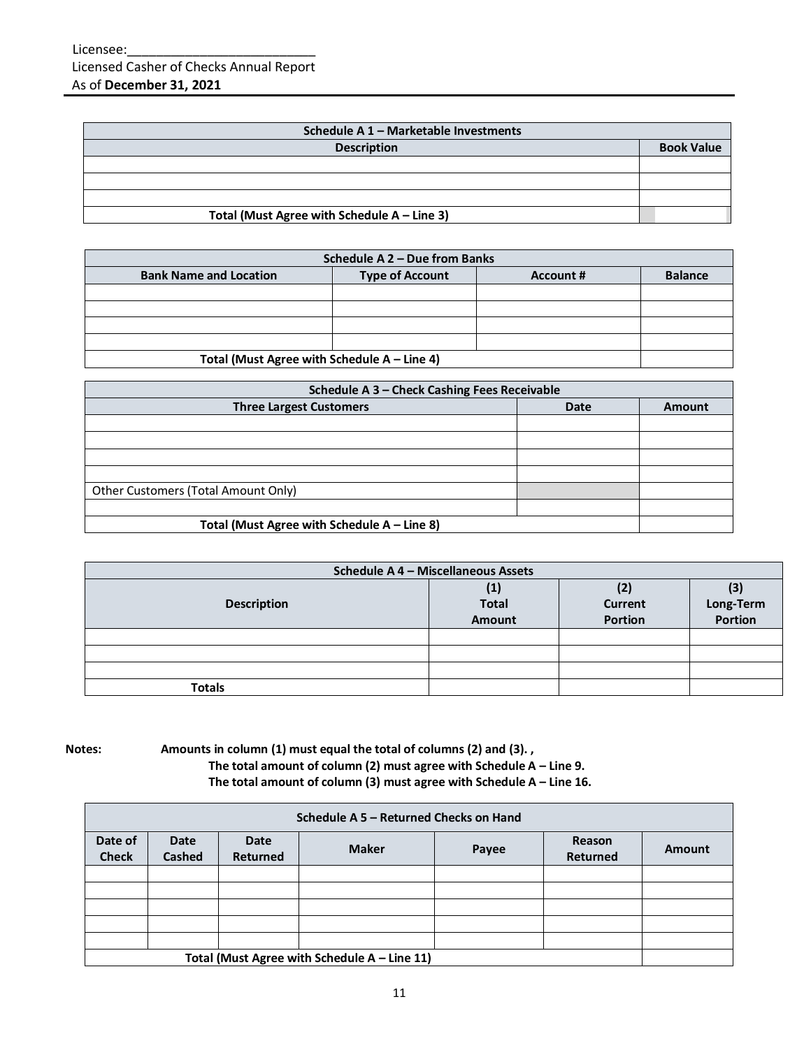Licensee:___________________________

Licensed Casher of Checks Annual Report

As of **December 31, 2021**

| Schedule A 1 – Marketable Investments | |
|---|---|
| **Description** | **Book Value** |
| | |
| | |
| | |
| **Total (Must Agree with Schedule A – Line 3)** | |

| Schedule A 2 – Due from Banks | | | |
|---|---|---|---|
| **Bank Name and Location** | **Type of Account** | **Account #** | **Balance** |
| | | | |
| | | | |
| | | | |
| | | | |
| **Total (Must Agree with Schedule A – Line 4)** | | | |

| Schedule A 3 – Check Cashing Fees Receivable | | |
|---|---|---|
| **Three Largest Customers** | **Date** | **Amount** |
| | | |
| | | |
| | | |
| | | |
| Other Customers (Total Amount Only) | | |
| | | |
| **Total (Must Agree with Schedule A – Line 8)** | | |

| Schedule A 4 – Miscellaneous Assets | | | |
|---|---|---|---|
| **Description** | **(1) Total Amount** | **(2) Current Portion** | **(3) Long-Term Portion** |
| | | | |
| | | | |
| | | | |
| **Totals** | | | |

**Notes:** **Amounts in column (1) must equal the total of columns (2) and (3). ,**
**The total amount of column (2) must agree with Schedule A – Line 9.**
**The total amount of column (3) must agree with Schedule A – Line 16.**

| Schedule A 5 – Returned Checks on Hand | | | | | | |
|---|---|---|---|---|---|---|
| **Date of Check** | **Date Cashed** | **Date Returned** | **Maker** | **Payee** | **Reason Returned** | **Amount** |
| | | | | | | |
| | | | | | | |
| | | | | | | |
| | | | | | | |
| | | | | | | |
| **Total (Must Agree with Schedule A – Line 11)** | | | | | | |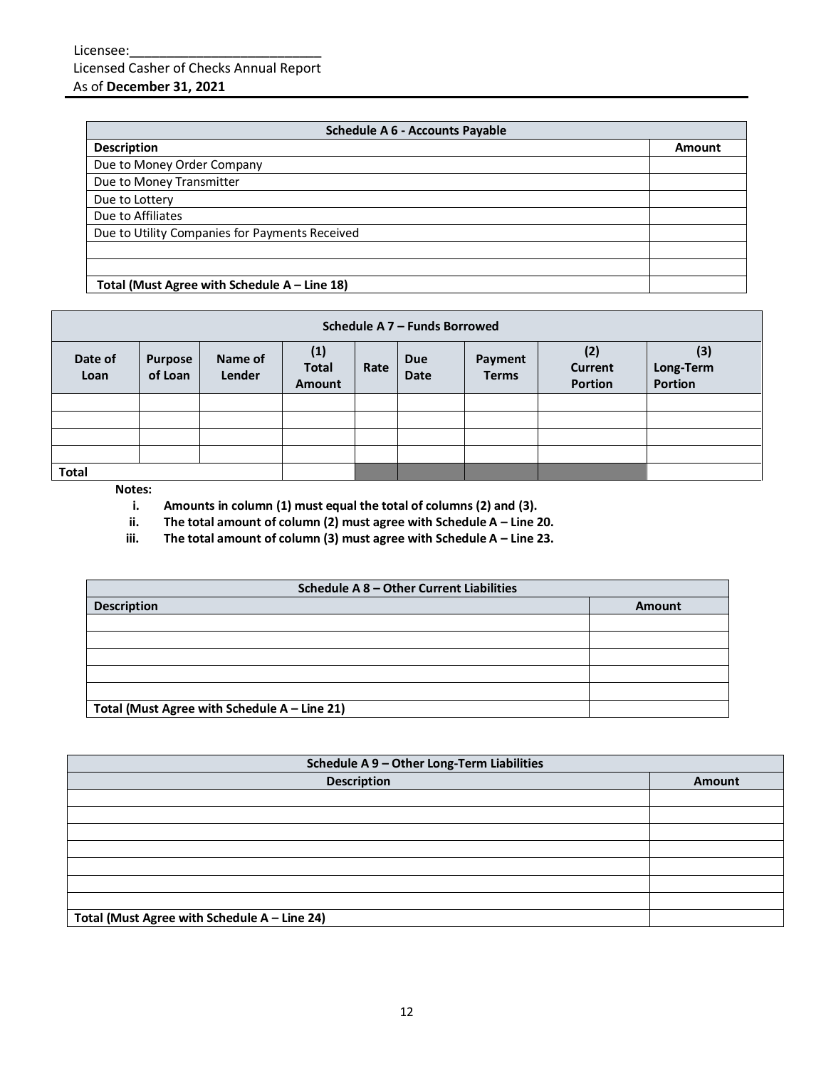Licensee:___________________________

Licensed Casher of Checks Annual Report

As of **December 31, 2021**

| Schedule A 6 - Accounts Payable | |
|---|---|
| **Description** | **Amount** |
| Due to Money Order Company | |
| Due to Money Transmitter | |
| Due to Lottery | |
| Due to Affiliates | |
| Due to Utility Companies for Payments Received | |
| | |
| | |
| **Total (Must Agree with Schedule A – Line 18)** | |

| Schedule A 7 – Funds Borrowed | | | | | | | | |
|---|---|---|---|---|---|---|---|---|
| **Date of Loan** | **Purpose of Loan** | **Name of Lender** | **(1) Total Amount** | **Rate** | **Due Date** | **Payment Terms** | **(2) Current Portion** | **(3) Long-Term Portion** |
| | | | | | | | | |
| | | | | | | | | |
| | | | | | | | | |
| | | | | | | | | |
| **Total** | | | | | | | | |

**Notes:**

i. **Amounts in column (1) must equal the total of columns (2) and (3).**

ii. **The total amount of column (2) must agree with Schedule A – Line 20.**

iii. **The total amount of column (3) must agree with Schedule A – Line 23.**

| Schedule A 8 – Other Current Liabilities | |
|---|---|
| **Description** | **Amount** |
| | |
| | |
| | |
| | |
| | |
| **Total (Must Agree with Schedule A – Line 21)** | |

| Schedule A 9 – Other Long-Term Liabilities | |
|---|---|
| **Description** | **Amount** |
| | |
| | |
| | |
| | |
| | |
| | |
| | |
| **Total (Must Agree with Schedule A – Line 24)** | |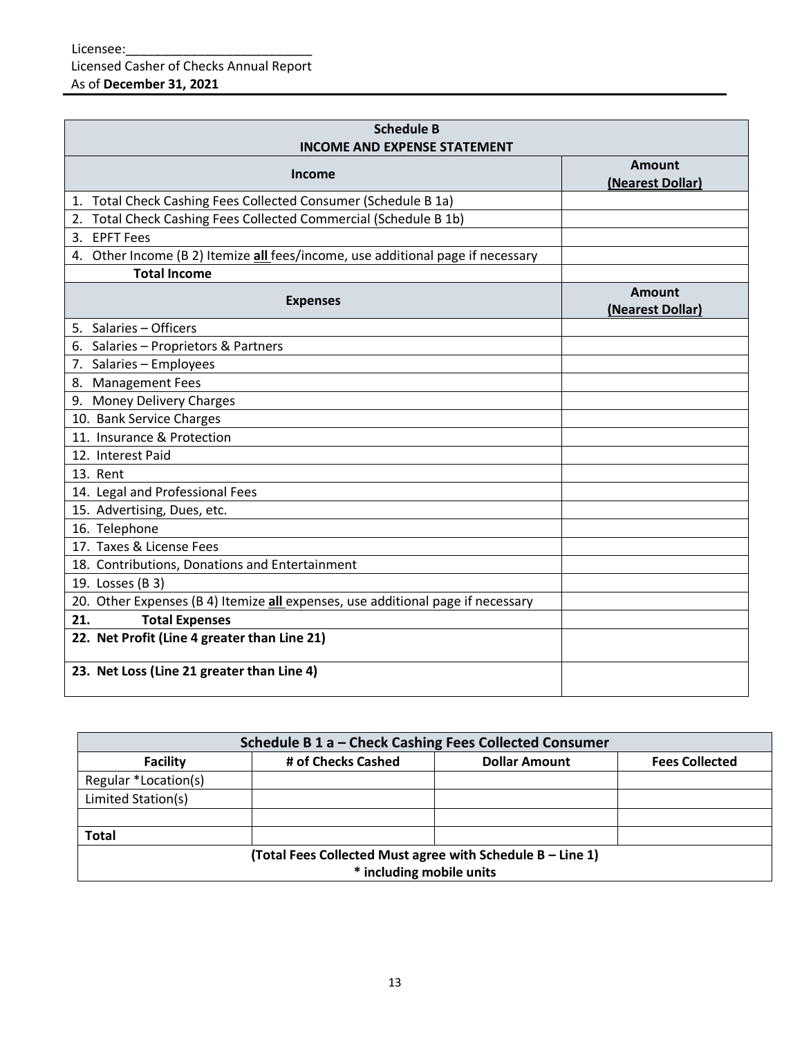Licensee:___________________________

Licensed Casher of Checks Annual Report

As of **December 31, 2021**

| **Schedule B**<br>**INCOME AND EXPENSE STATEMENT** | |
|---|---|
| **Income** | **Amount**<br>**(Nearest Dollar)** |
| 1. Total Check Cashing Fees Collected Consumer (Schedule B 1a) | |
| 2. Total Check Cashing Fees Collected Commercial (Schedule B 1b) | |
| 3. EPFT Fees | |
| 4. Other Income (B 2) Itemize **all** fees/income, use additional page if necessary | |
| **Total Income** | |
| **Expenses** | **Amount**<br>**(Nearest Dollar)** |
| 5. Salaries – Officers | |
| 6. Salaries – Proprietors & Partners | |
| 7. Salaries – Employees | |
| 8. Management Fees | |
| 9. Money Delivery Charges | |
| 10. Bank Service Charges | |
| 11. Insurance & Protection | |
| 12. Interest Paid | |
| 13. Rent | |
| 14. Legal and Professional Fees | |
| 15. Advertising, Dues, etc. | |
| 16. Telephone | |
| 17. Taxes & License Fees | |
| 18. Contributions, Donations and Entertainment | |
| 19. Losses (B 3) | |
| 20. Other Expenses (B 4) Itemize **all** expenses, use additional page if necessary | |
| **21. Total Expenses** | |
| **22. Net Profit (Line 4 greater than Line 21)** | |
| **23. Net Loss (Line 21 greater than Line 4)** | |

| **Schedule B 1 a – Check Cashing Fees Collected Consumer** | | | |
|---|---|---|---|
| **Facility** | **# of Checks Cashed** | **Dollar Amount** | **Fees Collected** |
| Regular *Location(s) | | | |
| Limited Station(s) | | | |
| | | | |
| **Total** | | | |
| **(Total Fees Collected Must agree with Schedule B – Line 1)**<br>*** including mobile units** | | | |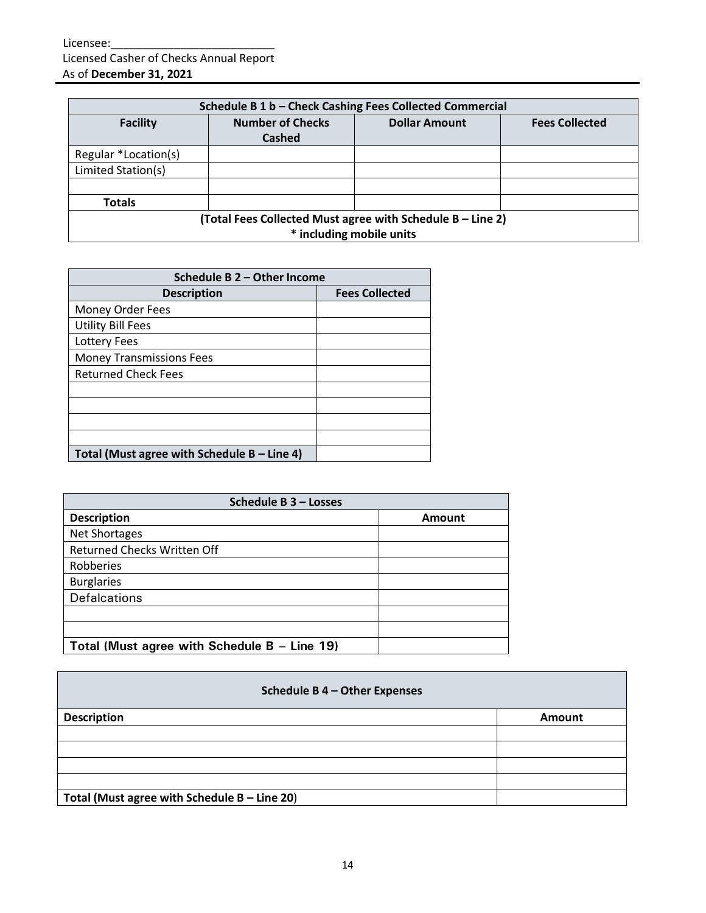Licensee:___________________________
Licensed Casher of Checks Annual Report
As of **December 31, 2021**

| Schedule B 1 b – Check Cashing Fees Collected Commercial | | | |
|---|---|---|---|
| **Facility** | **Number of Checks Cashed** | **Dollar Amount** | **Fees Collected** |
| Regular *Location(s) | | | |
| Limited Station(s) | | | |
| | | | |
| **Totals** | | | |
| **(Total Fees Collected Must agree with Schedule B – Line 2)** **\* including mobile units** | | | |

| Schedule B 2 – Other Income | |
|---|---|
| **Description** | **Fees Collected** |
| Money Order Fees | |
| Utility Bill Fees | |
| Lottery Fees | |
| Money Transmissions Fees | |
| Returned Check Fees | |
| | |
| | |
| | |
| | |
| **Total (Must agree with Schedule B – Line 4)** | |

| Schedule B 3 – Losses | |
|---|---|
| **Description** | **Amount** |
| Net Shortages | |
| Returned Checks Written Off | |
| Robberies | |
| Burglaries | |
| Defalcations | |
| | |
| | |
| **Total (Must agree with Schedule B – Line 19)** | |

| Schedule B 4 – Other Expenses | |
|---|---|
| **Description** | **Amount** |
| | |
| | |
| | |
| | |
| **Total (Must agree with Schedule B – Line 20)** | |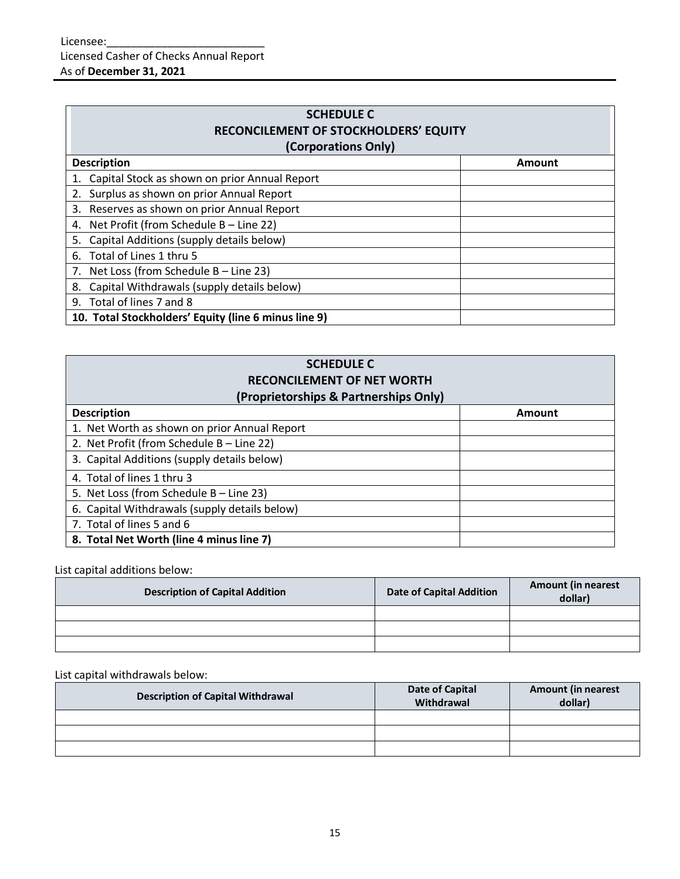Licensee:___________________________

Licensed Casher of Checks Annual Report

As of **December 31, 2021**

| **SCHEDULE C**<br>**RECONCILEMENT OF STOCKHOLDERS' EQUITY**<br>**(Corporations Only)** | |
|---|---|
| **Description** | **Amount** |
| 1. Capital Stock as shown on prior Annual Report | |
| 2. Surplus as shown on prior Annual Report | |
| 3. Reserves as shown on prior Annual Report | |
| 4. Net Profit (from Schedule B – Line 22) | |
| 5. Capital Additions (supply details below) | |
| 6. Total of Lines 1 thru 5 | |
| 7. Net Loss (from Schedule B – Line 23) | |
| 8. Capital Withdrawals (supply details below) | |
| 9. Total of lines 7 and 8 | |
| **10. Total Stockholders' Equity (line 6 minus line 9)** | |

| **SCHEDULE C**<br>**RECONCILEMENT OF NET WORTH**<br>**(Proprietorships & Partnerships Only)** | |
|---|---|
| **Description** | **Amount** |
| 1. Net Worth as shown on prior Annual Report | |
| 2. Net Profit (from Schedule B – Line 22) | |
| 3. Capital Additions (supply details below) | |
| 4. Total of lines 1 thru 3 | |
| 5. Net Loss (from Schedule B – Line 23) | |
| 6. Capital Withdrawals (supply details below) | |
| 7. Total of lines 5 and 6 | |
| **8. Total Net Worth (line 4 minus line 7)** | |

List capital additions below:

| Description of Capital Addition | Date of Capital Addition | Amount (in nearest dollar) |
|---|---|---|
| | | |
| | | |
| | | |

List capital withdrawals below:

| Description of Capital Withdrawal | Date of Capital Withdrawal | Amount (in nearest dollar) |
|---|---|---|
| | | |
| | | |
| | | |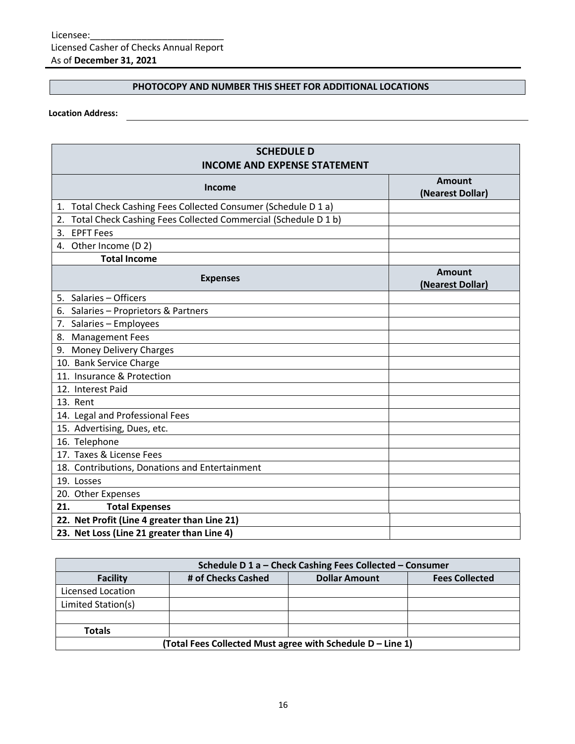Licensee:___________________________
Licensed Casher of Checks Annual Report
As of **December 31, 2021**

**PHOTOCOPY AND NUMBER THIS SHEET FOR ADDITIONAL LOCATIONS**

**Location Address:** ______________________________________________

| SCHEDULE D<br>INCOME AND EXPENSE STATEMENT | |
|---|---|
| **Income** | **Amount (Nearest Dollar)** |
| 1. Total Check Cashing Fees Collected Consumer (Schedule D 1 a) | |
| 2. Total Check Cashing Fees Collected Commercial (Schedule D 1 b) | |
| 3. EPFT Fees | |
| 4. Other Income (D 2) | |
| **Total Income** | |
| **Expenses** | **Amount (Nearest Dollar)** |
| 5. Salaries – Officers | |
| 6. Salaries – Proprietors & Partners | |
| 7. Salaries – Employees | |
| 8. Management Fees | |
| 9. Money Delivery Charges | |
| 10. Bank Service Charge | |
| 11. Insurance & Protection | |
| 12. Interest Paid | |
| 13. Rent | |
| 14. Legal and Professional Fees | |
| 15. Advertising, Dues, etc. | |
| 16. Telephone | |
| 17. Taxes & License Fees | |
| 18. Contributions, Donations and Entertainment | |
| 19. Losses | |
| 20. Other Expenses | |
| **21. Total Expenses** | |
| **22. Net Profit (Line 4 greater than Line 21)** | |
| **23. Net Loss (Line 21 greater than Line 4)** | |

| Schedule D 1 a – Check Cashing Fees Collected – Consumer | | | |
|---|---|---|---|
| **Facility** | **# of Checks Cashed** | **Dollar Amount** | **Fees Collected** |
| Licensed Location | | | |
| Limited Station(s) | | | |
| | | | |
| **Totals** | | | |
| **(Total Fees Collected Must agree with Schedule D – Line 1)** | | | |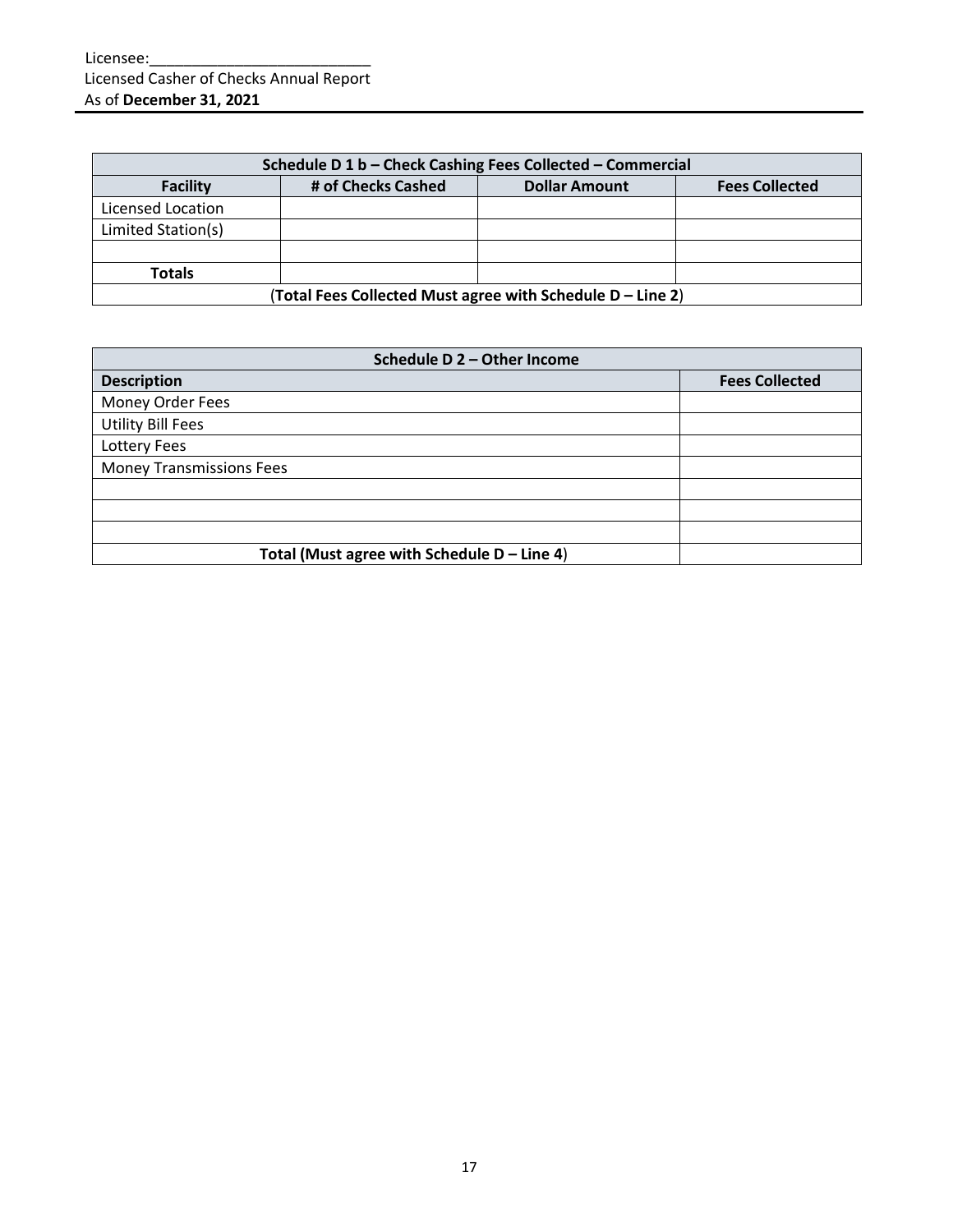Licensee:___________________________
Licensed Casher of Checks Annual Report
As of **December 31, 2021**

| Schedule D 1 b – Check Cashing Fees Collected – Commercial | | | |
|---|---|---|---|
| **Facility** | **# of Checks Cashed** | **Dollar Amount** | **Fees Collected** |
| Licensed Location | | | |
| Limited Station(s) | | | |
| | | | |
| **Totals** | | | |
| (**Total Fees Collected Must agree with Schedule D – Line 2**) | | | |

| Schedule D 2 – Other Income | |
|---|---|
| **Description** | **Fees Collected** |
| Money Order Fees | |
| Utility Bill Fees | |
| Lottery Fees | |
| Money Transmissions Fees | |
| | |
| | |
| | |
| **Total (Must agree with Schedule D – Line 4**) | |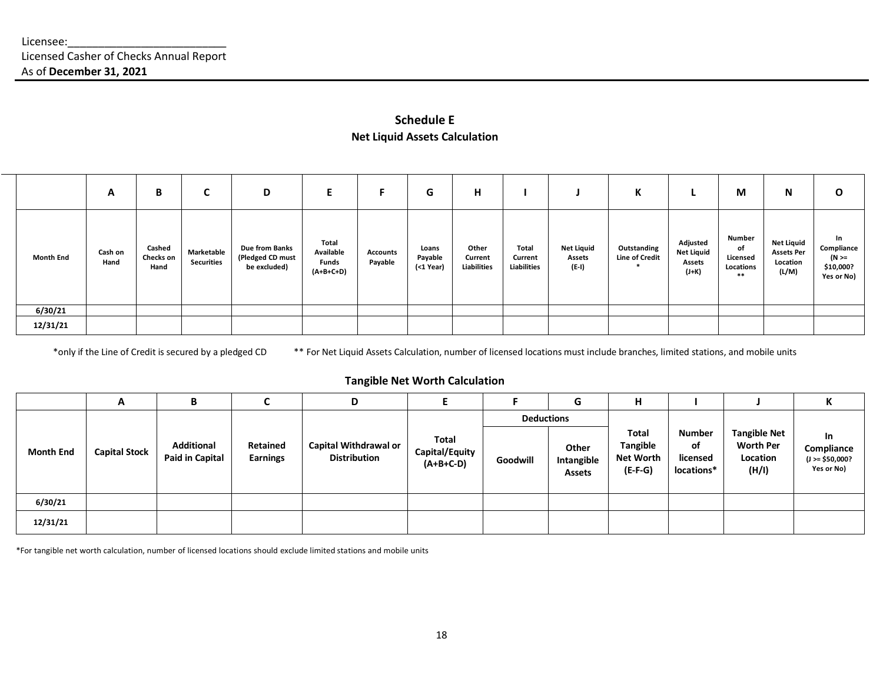Licensee:\_\_\_\_\_\_\_\_\_\_\_\_\_\_\_\_\_\_\_\_\_\_\_\_\_\_

Licensed Casher of Checks Annual Report

As of **December 31, 2021**

## Schedule E

### Net Liquid Assets Calculation

| | A | B | C | D | E | F | G | H | I | J | K | L | M | N | O |
|---|---|---|---|---|---|---|---|---|---|---|---|---|---|---|---|
| Month End | Cash on Hand | Cashed Checks on Hand | Marketable Securities | Due from Banks (Pledged CD must be excluded) | Total Available Funds (A+B+C+D) | Accounts Payable | Loans Payable (<1 Year) | Other Current Liabilities | Total Current Liabilities | Net Liquid Assets (E-I) | Outstanding Line of Credit * | Adjusted Net Liquid Assets (J+K) | Number of Licensed Locations ** | Net Liquid Assets Per Location (L/M) | In Compliance (N >= $10,000? Yes or No) |
| 6/30/21 | | | | | | | | | | | | | | | |
| 12/31/21 | | | | | | | | | | | | | | | |

*only if the Line of Credit is secured by a pledged CD    ** For Net Liquid Assets Calculation, number of licensed locations must include branches, limited stations, and mobile units

### Tangible Net Worth Calculation

| | A | B | C | D | E | F | G | H | I | J | K |
|---|---|---|---|---|---|---|---|---|---|---|---|
| | | | | | | Deductions | | | | | |
| Month End | Capital Stock | Additional Paid in Capital | Retained Earnings | Capital Withdrawal or Distribution | Total Capital/Equity (A+B+C-D) | Goodwill | Other Intangible Assets | Total Tangible Net Worth (E-F-G) | Number of licensed locations* | Tangible Net Worth Per Location (H/I) | In Compliance (J >= $50,000? Yes or No) |
| 6/30/21 | | | | | | | | | | | |
| 12/31/21 | | | | | | | | | | | |

*For tangible net worth calculation, number of licensed locations should exclude limited stations and mobile units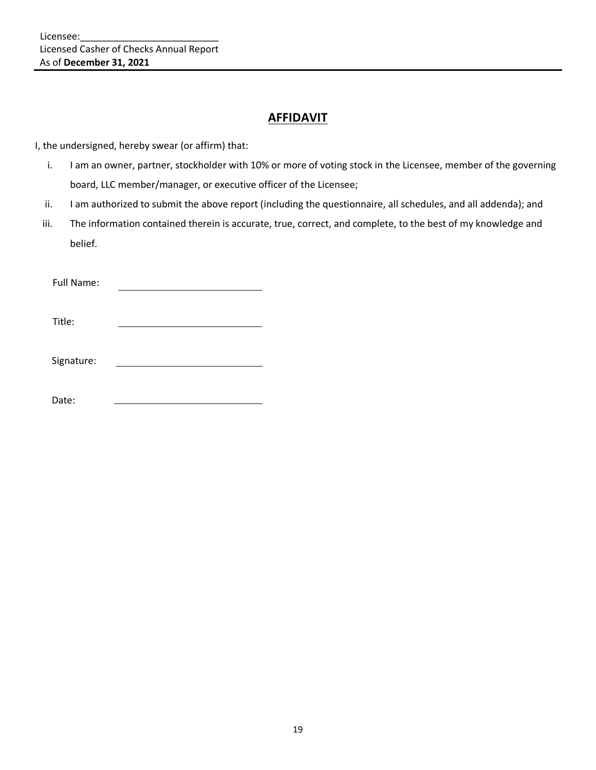## AFFIDAVIT

I, the undersigned, hereby swear (or affirm) that:

i. I am an owner, partner, stockholder with 10% or more of voting stock in the Licensee, member of the governing board, LLC member/manager, or executive officer of the Licensee;

ii. I am authorized to submit the above report (including the questionnaire, all schedules, and all addenda); and

iii. The information contained therein is accurate, true, correct, and complete, to the best of my knowledge and belief.

Full Name: ____________________________

Title: ____________________________

Signature: ____________________________

Date: ____________________________